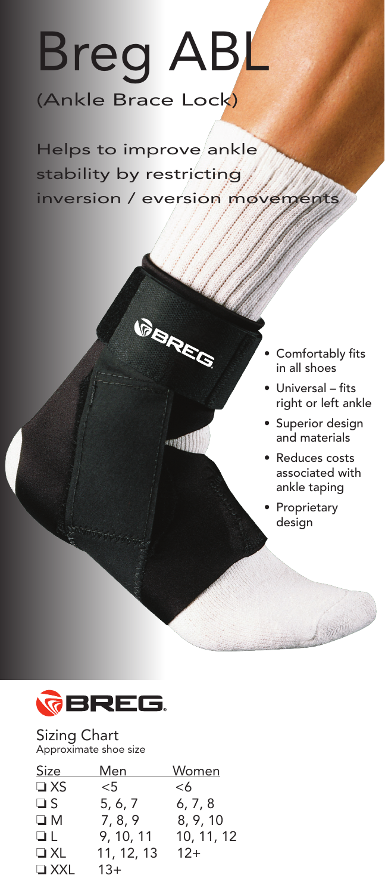# Breg ABL

(Ankle Brace Lock)

Helps to improve ankle stability by restricting inversion / eversion movements

- Comfortably fits in all shoes
- Universal – fits right or left ankle
- Superior design and materials
- Reduces costs associated with ankle taping
- Proprietary design

BREG.

## Sizing Chart

Approximate shoe size

| Size | Men | Women |
|---|---|---|
| ❑ XS | <5 | <6 |
| ❑ S | 5, 6, 7 | 6, 7, 8 |
| ❑ M | 7, 8, 9 | 8, 9, 10 |
| ❑ L | 9, 10, 11 | 10, 11, 12 |
| ❑ XL | 11, 12, 13 | 12+ |
| ❑ XXL | 13+ | |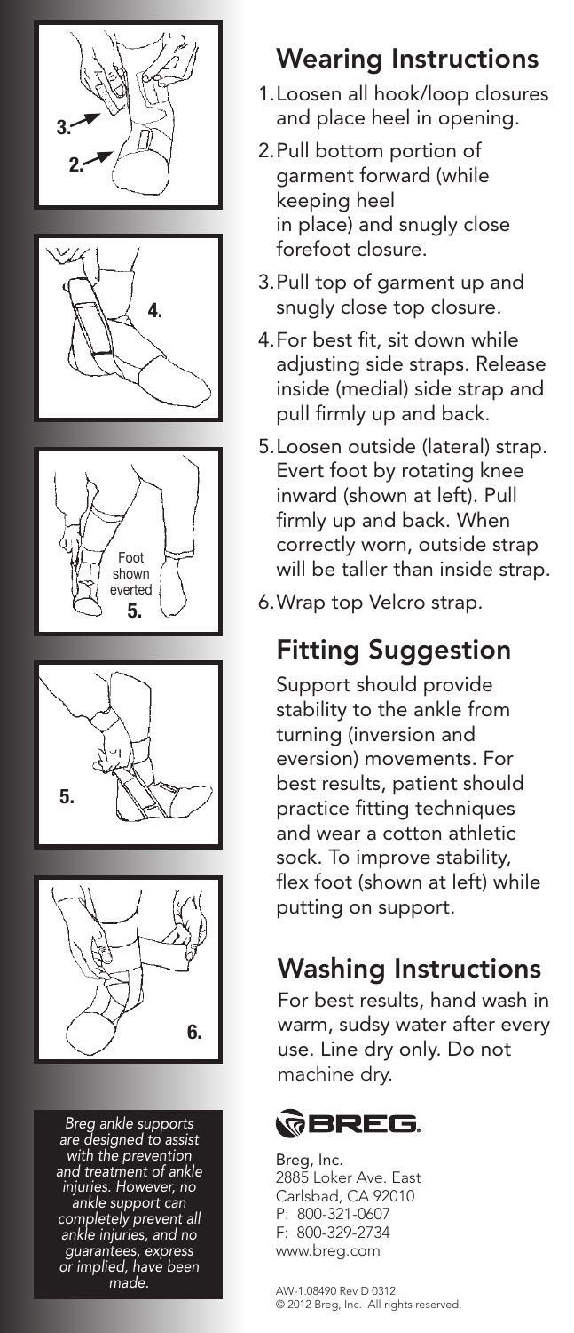## Wearing Instructions

1. Loosen all hook/loop closures and place heel in opening.
2. Pull bottom portion of garment forward (while keeping heel in place) and snugly close forefoot closure.
3. Pull top of garment up and snugly close top closure.
4. For best fit, sit down while adjusting side straps. Release inside (medial) side strap and pull firmly up and back.
5. Loosen outside (lateral) strap. Evert foot by rotating knee inward (shown at left). Pull firmly up and back. When correctly worn, outside strap will be taller than inside strap.
6. Wrap top Velcro strap.

## Fitting Suggestion

Support should provide stability to the ankle from turning (inversion and eversion) movements. For best results, patient should practice fitting techniques and wear a cotton athletic sock. To improve stability, flex foot (shown at left) while putting on support.

## Washing Instructions

For best results, hand wash in warm, sudsy water after every use. Line dry only. Do not machine dry.

3.

2.

4.

Foot shown everted

5.

5.

6.

*Breg ankle supports are designed to assist with the prevention and treatment of ankle injuries. However, no ankle support can completely prevent all ankle injuries, and no guarantees, express or implied, have been made.*

BREG.

Breg, Inc.
2885 Loker Ave. East
Carlsbad, CA 92010
P: 800-321-0607
F: 800-329-2734
www.breg.com

AW-1.08490 Rev D 0312
© 2012 Breg, Inc. All rights reserved.